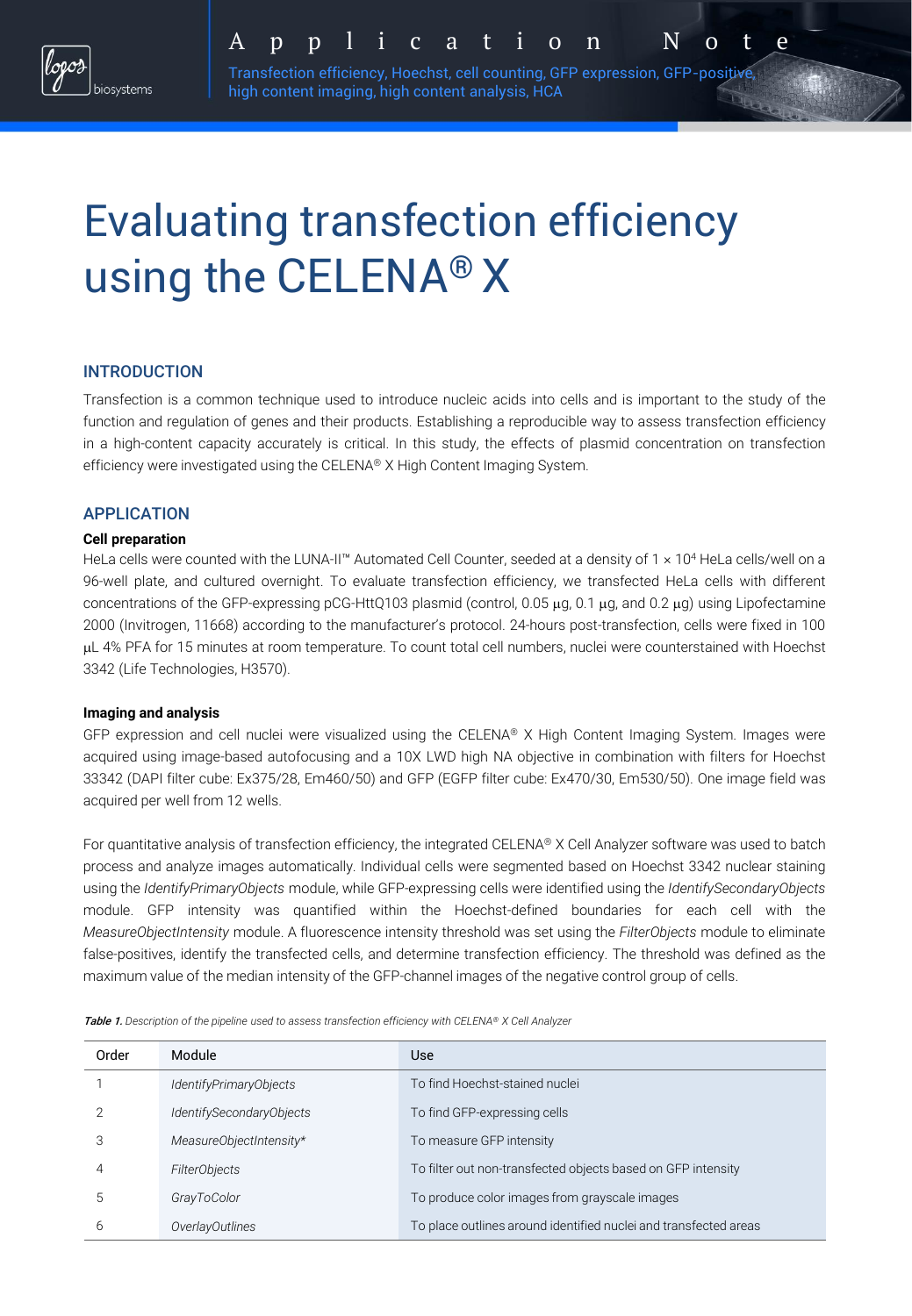Application Note

Transfection efficiency, Hoechst, cell counting, GFP expression, GFP-positive, high content imaging, high content analysis, HCA

# Evaluating transfection efficiency using the CELENA® X

## INTRODUCTION

Transfection is a common technique used to introduce nucleic acids into cells and is important to the study of the function and regulation of genes and their products. Establishing a reproducible way to assess transfection efficiency in a high-content capacity accurately is critical. In this study, the effects of plasmid concentration on transfection efficiency were investigated using the CELENA® X High Content Imaging System.

## APPLICATION

### Cell preparation

HeLa cells were counted with the LUNA-II™ Automated Cell Counter, seeded at a density of $1 \times 10^4$ HeLa cells/well on a 96-well plate, and cultured overnight. To evaluate transfection efficiency, we transfected HeLa cells with different concentrations of the GFP-expressing pCG-HttQ103 plasmid (control, 0.05 μg, 0.1 μg, and 0.2 μg) using Lipofectamine 2000 (Invitrogen, 11668) according to the manufacturer's protocol. 24-hours post-transfection, cells were fixed in 100 μL 4% PFA for 15 minutes at room temperature. To count total cell numbers, nuclei were counterstained with Hoechst 3342 (Life Technologies, H3570).

### Imaging and analysis

GFP expression and cell nuclei were visualized using the CELENA® X High Content Imaging System. Images were acquired using image-based autofocusing and a 10X LWD high NA objective in combination with filters for Hoechst 33342 (DAPI filter cube: Ex375/28, Em460/50) and GFP (EGFP filter cube: Ex470/30, Em530/50). One image field was acquired per well from 12 wells.

For quantitative analysis of transfection efficiency, the integrated CELENA® X Cell Analyzer software was used to batch process and analyze images automatically. Individual cells were segmented based on Hoechst 3342 nuclear staining using the *IdentifyPrimaryObjects* module, while GFP-expressing cells were identified using the *IdentifySecondaryObjects* module. GFP intensity was quantified within the Hoechst-defined boundaries for each cell with the *MeasureObjectIntensity* module. A fluorescence intensity threshold was set using the *FilterObjects* module to eliminate false-positives, identify the transfected cells, and determine transfection efficiency. The threshold was defined as the maximum value of the median intensity of the GFP-channel images of the negative control group of cells.

***Table 1.*** *Description of the pipeline used to assess transfection efficiency with CELENA® X Cell Analyzer*

| Order | Module | Use |
|---|---|---|
| 1 | *IdentifyPrimaryObjects* | To find Hoechst-stained nuclei |
| 2 | *IdentifySecondaryObjects* | To find GFP-expressing cells |
| 3 | *MeasureObjectIntensity** | To measure GFP intensity |
| 4 | *FilterObjects* | To filter out non-transfected objects based on GFP intensity |
| 5 | *GrayToColor* | To produce color images from grayscale images |
| 6 | *OverlayOutlines* | To place outlines around identified nuclei and transfected areas |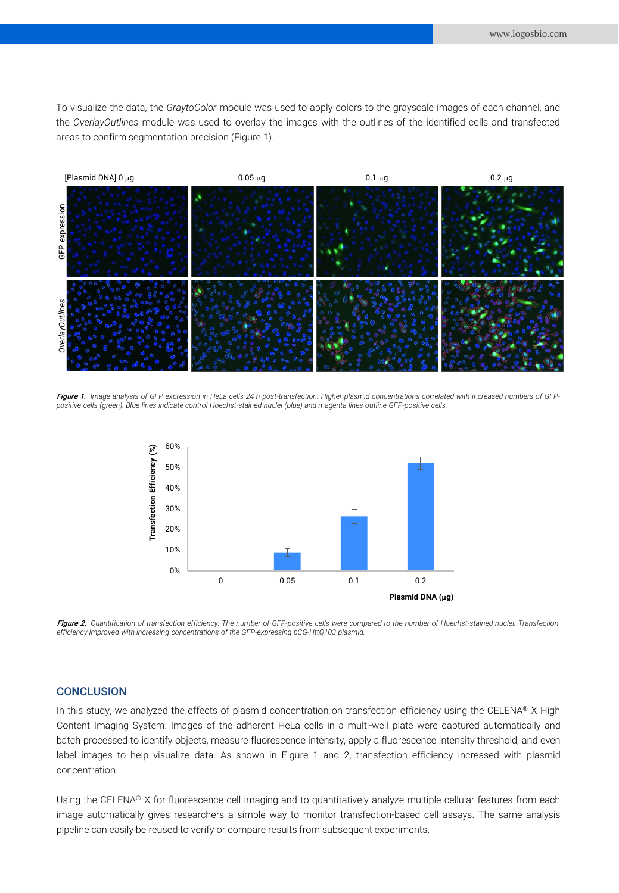To visualize the data, the *GraytoColor* module was used to apply colors to the grayscale images of each channel, and the *OverlayOutlines* module was used to overlay the images with the outlines of the identified cells and transfected areas to confirm segmentation precision (Figure 1).

***Figure 1.*** *Image analysis of GFP expression in HeLa cells 24 h post-transfection. Higher plasmid concentrations correlated with increased numbers of GFP-positive cells (green). Blue lines indicate control Hoechst-stained nuclei (blue) and magenta lines outline GFP-positive cells.*

***Figure 2.*** *Quantification of transfection efficiency. The number of GFP-positive cells were compared to the number of Hoechst-stained nuclei. Transfection efficiency improved with increasing concentrations of the GFP-expressing pCG-HttQ103 plasmid.*

## CONCLUSION

In this study, we analyzed the effects of plasmid concentration on transfection efficiency using the CELENA® X High Content Imaging System. Images of the adherent HeLa cells in a multi-well plate were captured automatically and batch processed to identify objects, measure fluorescence intensity, apply a fluorescence intensity threshold, and even label images to help visualize data. As shown in Figure 1 and 2, transfection efficiency increased with plasmid concentration.

Using the CELENA® X for fluorescence cell imaging and to quantitatively analyze multiple cellular features from each image automatically gives researchers a simple way to monitor transfection-based cell assays. The same analysis pipeline can easily be reused to verify or compare results from subsequent experiments.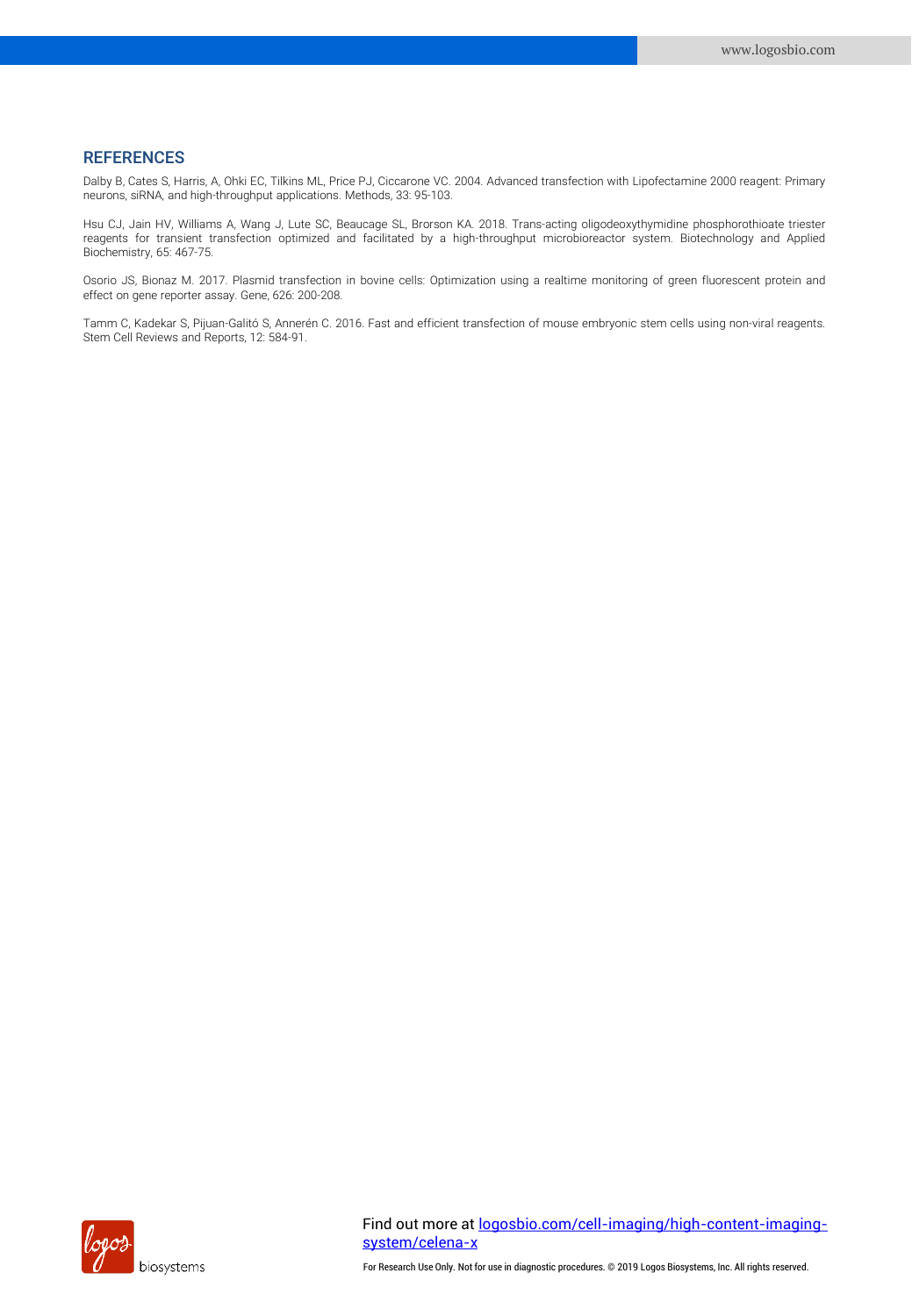## REFERENCES

Dalby B, Cates S, Harris, A, Ohki EC, Tilkins ML, Price PJ, Ciccarone VC. 2004. Advanced transfection with Lipofectamine 2000 reagent: Primary neurons, siRNA, and high-throughput applications. Methods, 33: 95-103.

Hsu CJ, Jain HV, Williams A, Wang J, Lute SC, Beaucage SL, Brorson KA. 2018. Trans-acting oligodeoxythymidine phosphorothioate triester reagents for transient transfection optimized and facilitated by a high-throughput microbioreactor system. Biotechnology and Applied Biochemistry, 65: 467-75.

Osorio JS, Bionaz M. 2017. Plasmid transfection in bovine cells: Optimization using a realtime monitoring of green fluorescent protein and effect on gene reporter assay. Gene, 626: 200-208.

Tamm C, Kadekar S, Pijuan-Galitó S, Annerén C. 2016. Fast and efficient transfection of mouse embryonic stem cells using non-viral reagents. Stem Cell Reviews and Reports, 12: 584-91.

Find out more at [logosbio.com/cell-imaging/high-content-imaging-system/celena-x](logosbio.com/cell-imaging/high-content-imaging-system/celena-x)

For Research Use Only. Not for use in diagnostic procedures. © 2019 Logos Biosystems, Inc. All rights reserved.